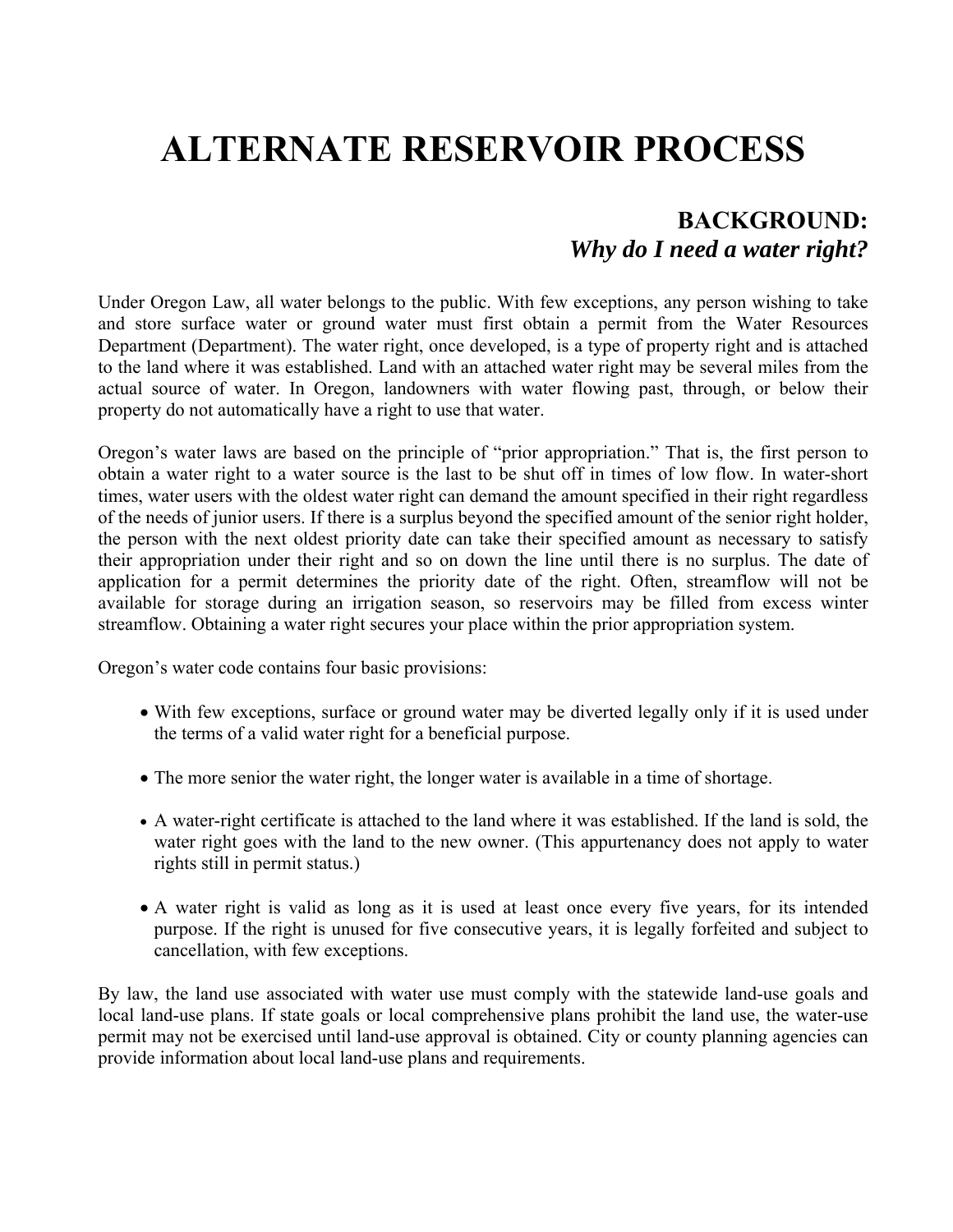# ALTERNATE RESERVOIR PROCESS

## BACKGROUND:
### *Why do I need a water right?*

Under Oregon Law, all water belongs to the public. With few exceptions, any person wishing to take and store surface water or ground water must first obtain a permit from the Water Resources Department (Department). The water right, once developed, is a type of property right and is attached to the land where it was established. Land with an attached water right may be several miles from the actual source of water. In Oregon, landowners with water flowing past, through, or below their property do not automatically have a right to use that water.

Oregon's water laws are based on the principle of "prior appropriation." That is, the first person to obtain a water right to a water source is the last to be shut off in times of low flow. In water-short times, water users with the oldest water right can demand the amount specified in their right regardless of the needs of junior users. If there is a surplus beyond the specified amount of the senior right holder, the person with the next oldest priority date can take their specified amount as necessary to satisfy their appropriation under their right and so on down the line until there is no surplus. The date of application for a permit determines the priority date of the right. Often, streamflow will not be available for storage during an irrigation season, so reservoirs may be filled from excess winter streamflow. Obtaining a water right secures your place within the prior appropriation system.

Oregon's water code contains four basic provisions:

- With few exceptions, surface or ground water may be diverted legally only if it is used under the terms of a valid water right for a beneficial purpose.
- The more senior the water right, the longer water is available in a time of shortage.
- A water-right certificate is attached to the land where it was established. If the land is sold, the water right goes with the land to the new owner. (This appurtenancy does not apply to water rights still in permit status.)
- A water right is valid as long as it is used at least once every five years, for its intended purpose. If the right is unused for five consecutive years, it is legally forfeited and subject to cancellation, with few exceptions.

By law, the land use associated with water use must comply with the statewide land-use goals and local land-use plans. If state goals or local comprehensive plans prohibit the land use, the water-use permit may not be exercised until land-use approval is obtained. City or county planning agencies can provide information about local land-use plans and requirements.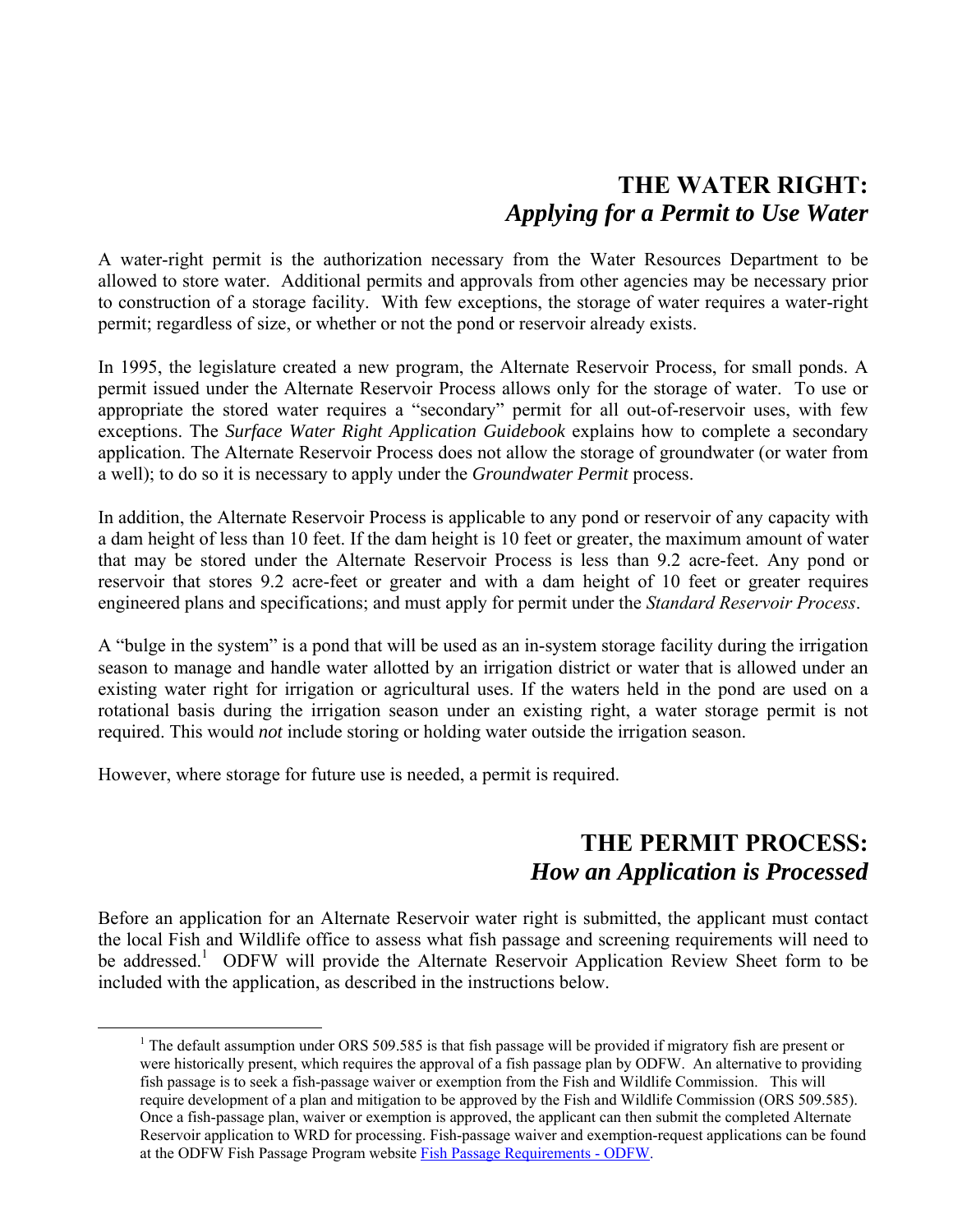## THE WATER RIGHT:
### *Applying for a Permit to Use Water*

A water-right permit is the authorization necessary from the Water Resources Department to be allowed to store water. Additional permits and approvals from other agencies may be necessary prior to construction of a storage facility. With few exceptions, the storage of water requires a water-right permit; regardless of size, or whether or not the pond or reservoir already exists.

In 1995, the legislature created a new program, the Alternate Reservoir Process, for small ponds. A permit issued under the Alternate Reservoir Process allows only for the storage of water. To use or appropriate the stored water requires a "secondary" permit for all out-of-reservoir uses, with few exceptions. The *Surface Water Right Application Guidebook* explains how to complete a secondary application. The Alternate Reservoir Process does not allow the storage of groundwater (or water from a well); to do so it is necessary to apply under the *Groundwater Permit* process.

In addition, the Alternate Reservoir Process is applicable to any pond or reservoir of any capacity with a dam height of less than 10 feet. If the dam height is 10 feet or greater, the maximum amount of water that may be stored under the Alternate Reservoir Process is less than 9.2 acre-feet. Any pond or reservoir that stores 9.2 acre-feet or greater and with a dam height of 10 feet or greater requires engineered plans and specifications; and must apply for permit under the *Standard Reservoir Process*.

A "bulge in the system" is a pond that will be used as an in-system storage facility during the irrigation season to manage and handle water allotted by an irrigation district or water that is allowed under an existing water right for irrigation or agricultural uses. If the waters held in the pond are used on a rotational basis during the irrigation season under an existing right, a water storage permit is not required. This would *not* include storing or holding water outside the irrigation season.

However, where storage for future use is needed, a permit is required.

## THE PERMIT PROCESS:
### *How an Application is Processed*

Before an application for an Alternate Reservoir water right is submitted, the applicant must contact the local Fish and Wildlife office to assess what fish passage and screening requirements will need to be addressed.[1] ODFW will provide the Alternate Reservoir Application Review Sheet form to be included with the application, as described in the instructions below.

[1] The default assumption under ORS 509.585 is that fish passage will be provided if migratory fish are present or were historically present, which requires the approval of a fish passage plan by ODFW. An alternative to providing fish passage is to seek a fish-passage waiver or exemption from the Fish and Wildlife Commission. This will require development of a plan and mitigation to be approved by the Fish and Wildlife Commission (ORS 509.585). Once a fish-passage plan, waiver or exemption is approved, the applicant can then submit the completed Alternate Reservoir application to WRD for processing. Fish-passage waiver and exemption-request applications can be found at the ODFW Fish Passage Program website [Fish Passage Requirements - ODFW](Fish Passage Requirements - ODFW).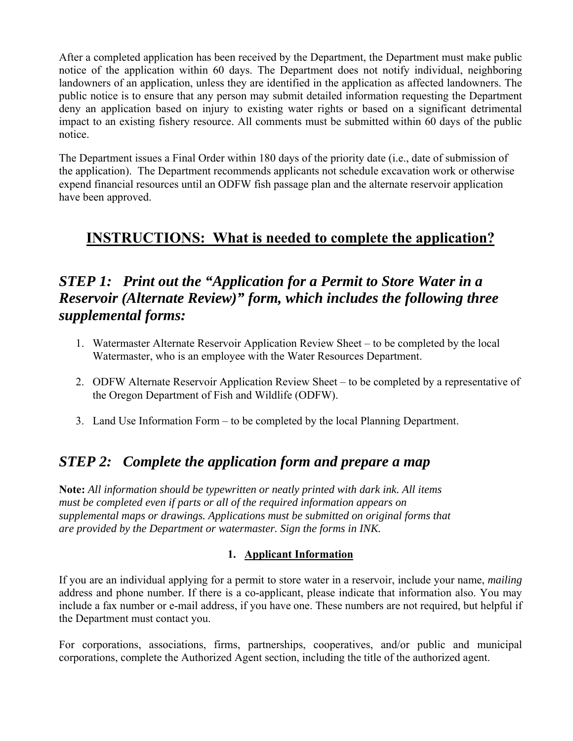After a completed application has been received by the Department, the Department must make public notice of the application within 60 days. The Department does not notify individual, neighboring landowners of an application, unless they are identified in the application as affected landowners. The public notice is to ensure that any person may submit detailed information requesting the Department deny an application based on injury to existing water rights or based on a significant detrimental impact to an existing fishery resource. All comments must be submitted within 60 days of the public notice.

The Department issues a Final Order within 180 days of the priority date (i.e., date of submission of the application). The Department recommends applicants not schedule excavation work or otherwise expend financial resources until an ODFW fish passage plan and the alternate reservoir application have been approved.

# INSTRUCTIONS: What is needed to complete the application?

## *STEP 1: Print out the "Application for a Permit to Store Water in a Reservoir (Alternate Review)" form, which includes the following three supplemental forms:*

1. Watermaster Alternate Reservoir Application Review Sheet – to be completed by the local Watermaster, who is an employee with the Water Resources Department.
2. ODFW Alternate Reservoir Application Review Sheet – to be completed by a representative of the Oregon Department of Fish and Wildlife (ODFW).
3. Land Use Information Form – to be completed by the local Planning Department.

## *STEP 2: Complete the application form and prepare a map*

**Note:** *All information should be typewritten or neatly printed with dark ink. All items must be completed even if parts or all of the required information appears on supplemental maps or drawings. Applications must be submitted on original forms that are provided by the Department or watermaster. Sign the forms in INK.*

### 1. Applicant Information

If you are an individual applying for a permit to store water in a reservoir, include your name, *mailing* address and phone number. If there is a co-applicant, please indicate that information also. You may include a fax number or e-mail address, if you have one. These numbers are not required, but helpful if the Department must contact you.

For corporations, associations, firms, partnerships, cooperatives, and/or public and municipal corporations, complete the Authorized Agent section, including the title of the authorized agent.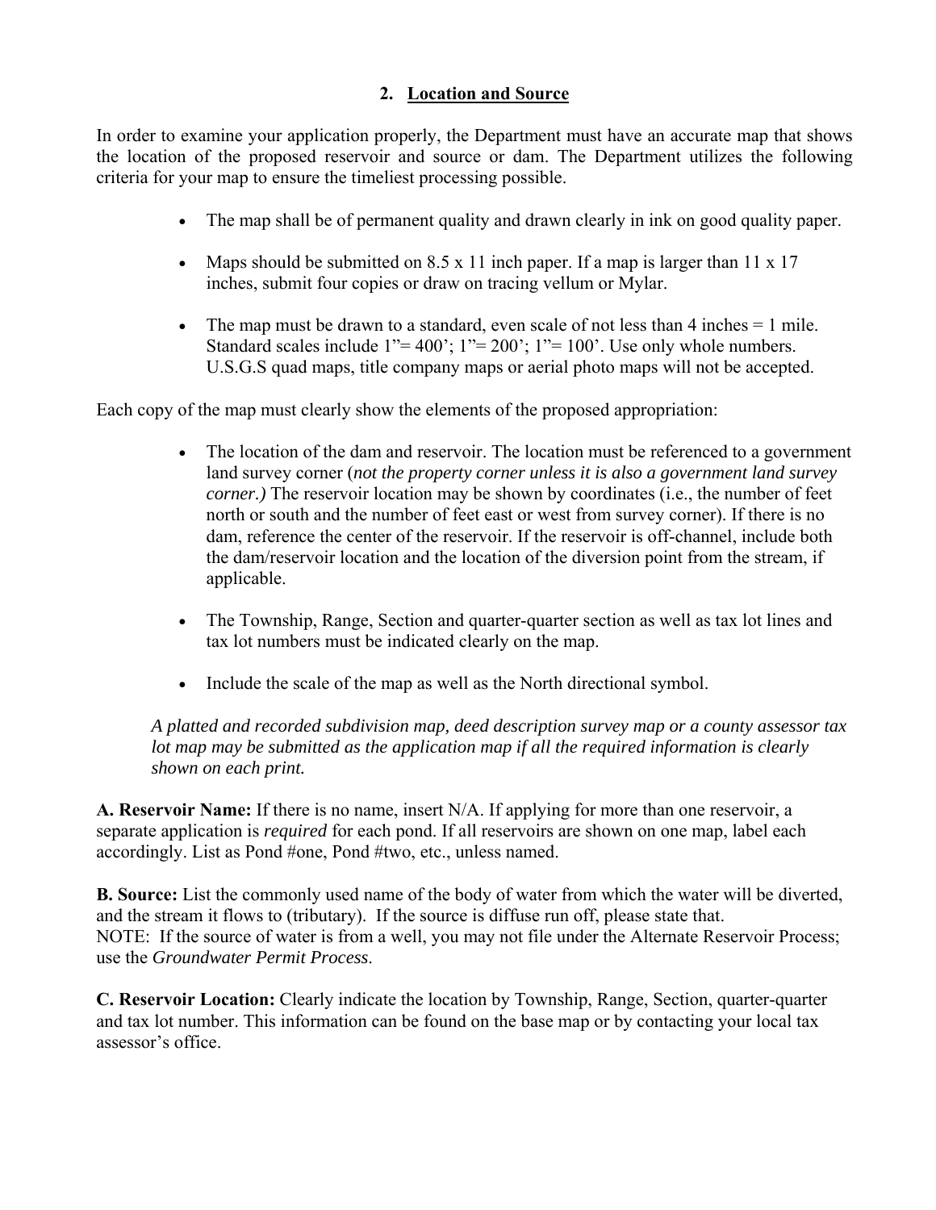## 2. Location and Source

In order to examine your application properly, the Department must have an accurate map that shows the location of the proposed reservoir and source or dam. The Department utilizes the following criteria for your map to ensure the timeliest processing possible.

- The map shall be of permanent quality and drawn clearly in ink on good quality paper.
- Maps should be submitted on 8.5 x 11 inch paper. If a map is larger than 11 x 17 inches, submit four copies or draw on tracing vellum or Mylar.
- The map must be drawn to a standard, even scale of not less than 4 inches = 1 mile. Standard scales include 1"= 400'; 1"= 200'; 1"= 100'. Use only whole numbers. U.S.G.S quad maps, title company maps or aerial photo maps will not be accepted.

Each copy of the map must clearly show the elements of the proposed appropriation:

- The location of the dam and reservoir. The location must be referenced to a government land survey corner (*not the property corner unless it is also a government land survey corner.)* The reservoir location may be shown by coordinates (i.e., the number of feet north or south and the number of feet east or west from survey corner). If there is no dam, reference the center of the reservoir. If the reservoir is off-channel, include both the dam/reservoir location and the location of the diversion point from the stream, if applicable.
- The Township, Range, Section and quarter-quarter section as well as tax lot lines and tax lot numbers must be indicated clearly on the map.
- Include the scale of the map as well as the North directional symbol.

*A platted and recorded subdivision map, deed description survey map or a county assessor tax lot map may be submitted as the application map if all the required information is clearly shown on each print.*

**A. Reservoir Name:** If there is no name, insert N/A. If applying for more than one reservoir, a separate application is *required* for each pond. If all reservoirs are shown on one map, label each accordingly. List as Pond #one, Pond #two, etc., unless named.

**B. Source:** List the commonly used name of the body of water from which the water will be diverted, and the stream it flows to (tributary). If the source is diffuse run off, please state that.
NOTE: If the source of water is from a well, you may not file under the Alternate Reservoir Process; use the *Groundwater Permit Process*.

**C. Reservoir Location:** Clearly indicate the location by Township, Range, Section, quarter-quarter and tax lot number. This information can be found on the base map or by contacting your local tax assessor's office.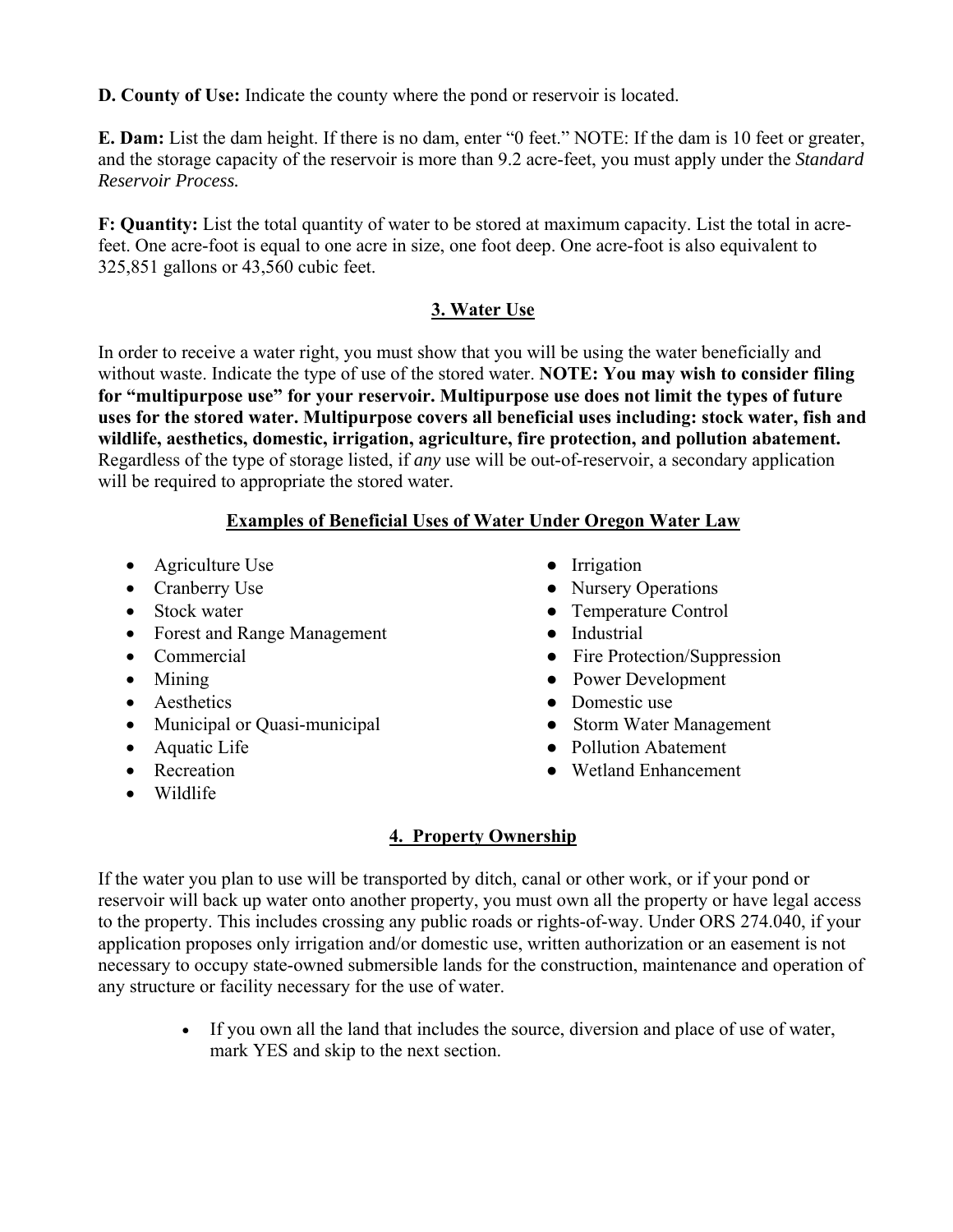**D. County of Use:** Indicate the county where the pond or reservoir is located.

**E. Dam:** List the dam height. If there is no dam, enter "0 feet." NOTE: If the dam is 10 feet or greater, and the storage capacity of the reservoir is more than 9.2 acre-feet, you must apply under the *Standard Reservoir Process.*

**F: Quantity:** List the total quantity of water to be stored at maximum capacity. List the total in acre-feet. One acre-foot is equal to one acre in size, one foot deep. One acre-foot is also equivalent to 325,851 gallons or 43,560 cubic feet.

## 3. Water Use

In order to receive a water right, you must show that you will be using the water beneficially and without waste. Indicate the type of use of the stored water. **NOTE: You may wish to consider filing for "multipurpose use" for your reservoir. Multipurpose use does not limit the types of future uses for the stored water. Multipurpose covers all beneficial uses including: stock water, fish and wildlife, aesthetics, domestic, irrigation, agriculture, fire protection, and pollution abatement.** Regardless of the type of storage listed, if *any* use will be out-of-reservoir, a secondary application will be required to appropriate the stored water.

### Examples of Beneficial Uses of Water Under Oregon Water Law

- Agriculture Use
- Cranberry Use
- Stock water
- Forest and Range Management
- Commercial
- Mining
- Aesthetics
- Municipal or Quasi-municipal
- Aquatic Life
- Recreation
- Wildlife
- Irrigation
- Nursery Operations
- Temperature Control
- Industrial
- Fire Protection/Suppression
- Power Development
- Domestic use
- Storm Water Management
- Pollution Abatement
- Wetland Enhancement

## 4. Property Ownership

If the water you plan to use will be transported by ditch, canal or other work, or if your pond or reservoir will back up water onto another property, you must own all the property or have legal access to the property. This includes crossing any public roads or rights-of-way. Under ORS 274.040, if your application proposes only irrigation and/or domestic use, written authorization or an easement is not necessary to occupy state-owned submersible lands for the construction, maintenance and operation of any structure or facility necessary for the use of water.

- If you own all the land that includes the source, diversion and place of use of water, mark YES and skip to the next section.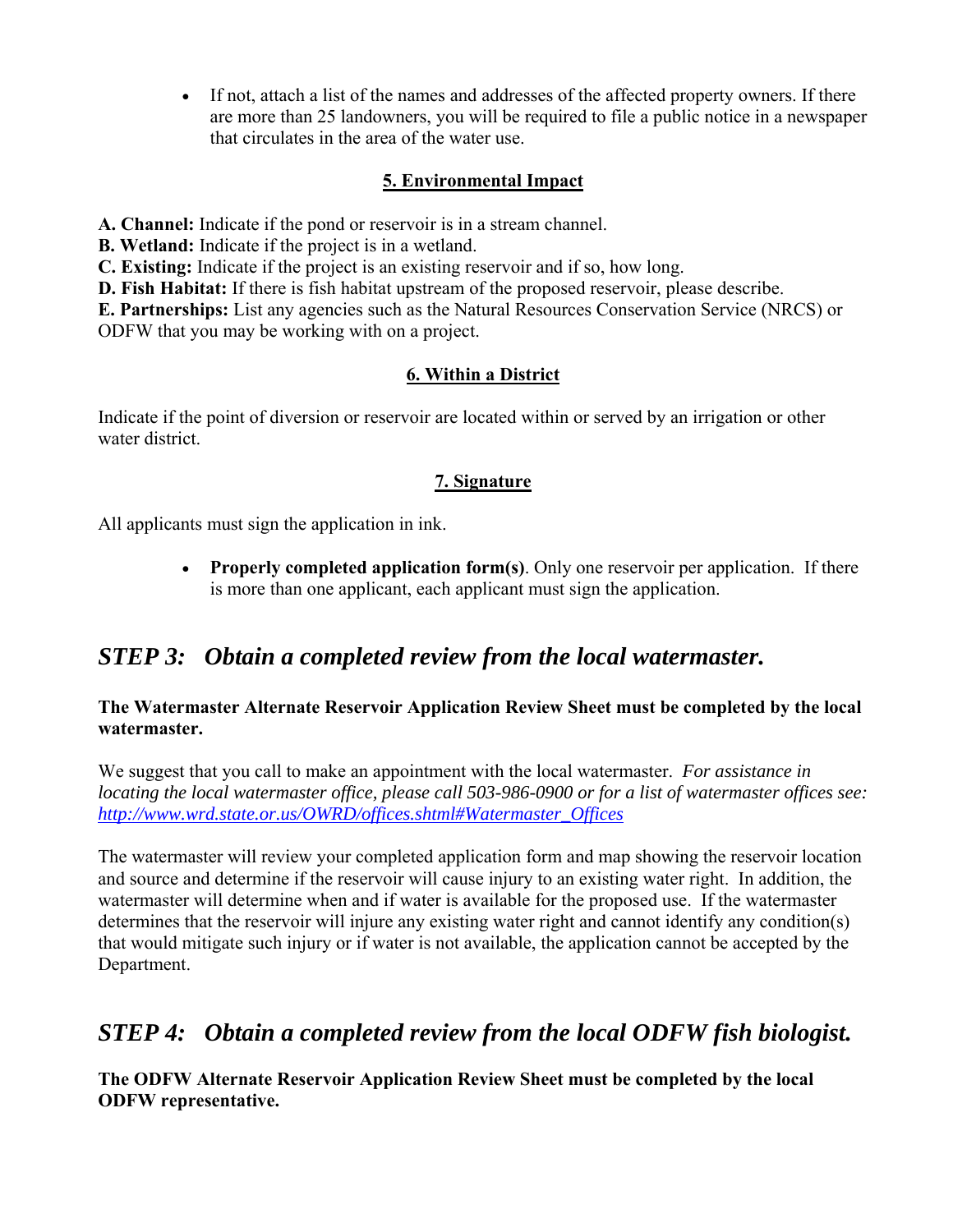- If not, attach a list of the names and addresses of the affected property owners. If there are more than 25 landowners, you will be required to file a public notice in a newspaper that circulates in the area of the water use.

### 5. Environmental Impact

**A. Channel:** Indicate if the pond or reservoir is in a stream channel.
**B. Wetland:** Indicate if the project is in a wetland.
**C. Existing:** Indicate if the project is an existing reservoir and if so, how long.
**D. Fish Habitat:** If there is fish habitat upstream of the proposed reservoir, please describe.
**E. Partnerships:** List any agencies such as the Natural Resources Conservation Service (NRCS) or ODFW that you may be working with on a project.

### 6. Within a District

Indicate if the point of diversion or reservoir are located within or served by an irrigation or other water district.

### 7. Signature

All applicants must sign the application in ink.

- **Properly completed application form(s)**. Only one reservoir per application. If there is more than one applicant, each applicant must sign the application.

## *STEP 3: Obtain a completed review from the local watermaster.*

**The Watermaster Alternate Reservoir Application Review Sheet must be completed by the local watermaster.**

We suggest that you call to make an appointment with the local watermaster. *For assistance in locating the local watermaster office, please call 503-986-0900 or for a list of watermaster offices see: http://www.wrd.state.or.us/OWRD/offices.shtml#Watermaster_Offices*

The watermaster will review your completed application form and map showing the reservoir location and source and determine if the reservoir will cause injury to an existing water right. In addition, the watermaster will determine when and if water is available for the proposed use. If the watermaster determines that the reservoir will injure any existing water right and cannot identify any condition(s) that would mitigate such injury or if water is not available, the application cannot be accepted by the Department.

## *STEP 4: Obtain a completed review from the local ODFW fish biologist.*

**The ODFW Alternate Reservoir Application Review Sheet must be completed by the local ODFW representative.**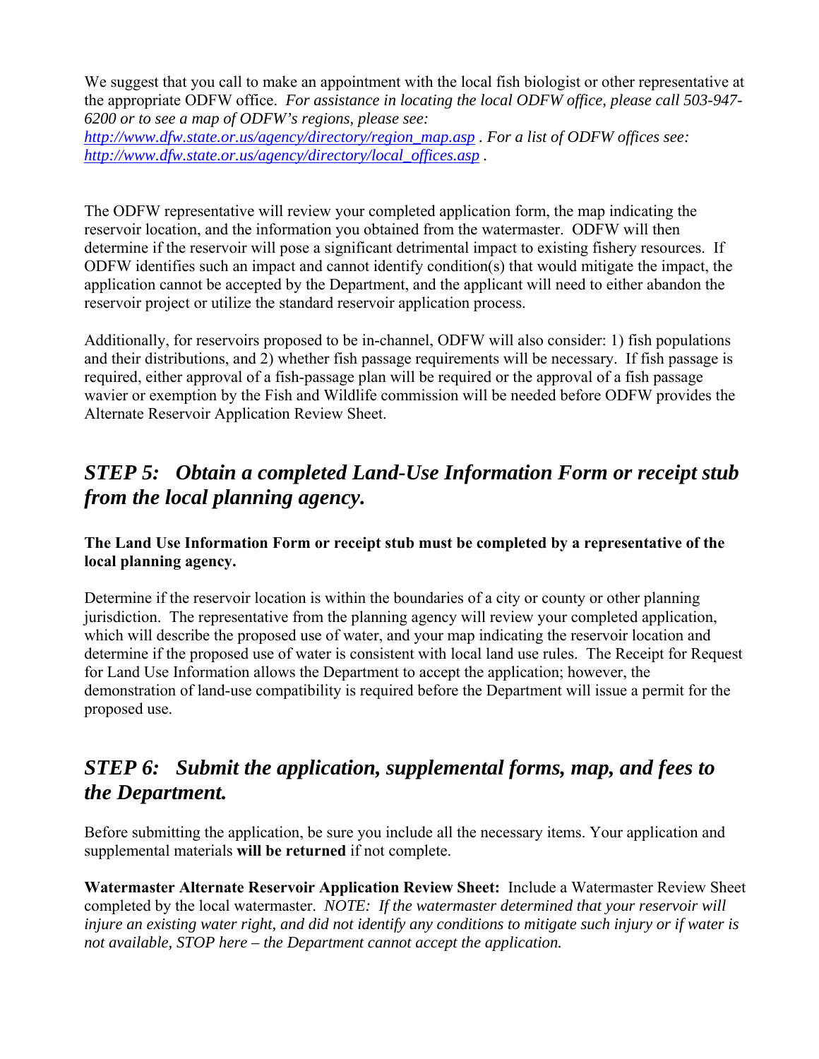We suggest that you call to make an appointment with the local fish biologist or other representative at the appropriate ODFW office. *For assistance in locating the local ODFW office, please call 503-947-6200 or to see a map of ODFW's regions, please see:* *http://www.dfw.state.or.us/agency/directory/region_map.asp . For a list of ODFW offices see: http://www.dfw.state.or.us/agency/directory/local_offices.asp .*

The ODFW representative will review your completed application form, the map indicating the reservoir location, and the information you obtained from the watermaster. ODFW will then determine if the reservoir will pose a significant detrimental impact to existing fishery resources. If ODFW identifies such an impact and cannot identify condition(s) that would mitigate the impact, the application cannot be accepted by the Department, and the applicant will need to either abandon the reservoir project or utilize the standard reservoir application process.

Additionally, for reservoirs proposed to be in-channel, ODFW will also consider: 1) fish populations and their distributions, and 2) whether fish passage requirements will be necessary. If fish passage is required, either approval of a fish-passage plan will be required or the approval of a fish passage wavier or exemption by the Fish and Wildlife commission will be needed before ODFW provides the Alternate Reservoir Application Review Sheet.

## *STEP 5: Obtain a completed Land-Use Information Form or receipt stub from the local planning agency.*

**The Land Use Information Form or receipt stub must be completed by a representative of the local planning agency.**

Determine if the reservoir location is within the boundaries of a city or county or other planning jurisdiction. The representative from the planning agency will review your completed application, which will describe the proposed use of water, and your map indicating the reservoir location and determine if the proposed use of water is consistent with local land use rules. The Receipt for Request for Land Use Information allows the Department to accept the application; however, the demonstration of land-use compatibility is required before the Department will issue a permit for the proposed use.

## *STEP 6: Submit the application, supplemental forms, map, and fees to the Department.*

Before submitting the application, be sure you include all the necessary items. Your application and supplemental materials **will be returned** if not complete.

**Watermaster Alternate Reservoir Application Review Sheet:** Include a Watermaster Review Sheet completed by the local watermaster. *NOTE: If the watermaster determined that your reservoir will injure an existing water right, and did not identify any conditions to mitigate such injury or if water is not available, STOP here – the Department cannot accept the application.*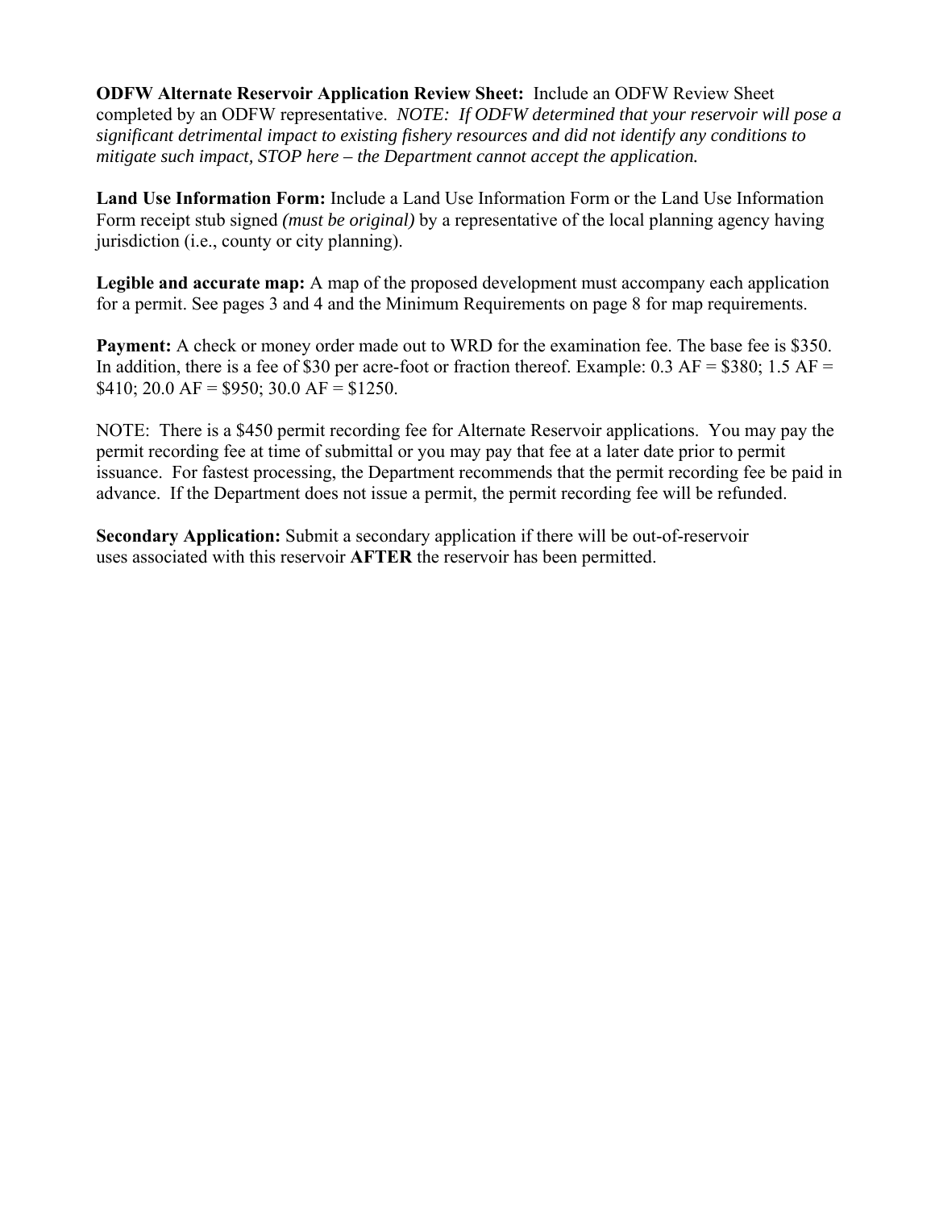**ODFW Alternate Reservoir Application Review Sheet:** Include an ODFW Review Sheet completed by an ODFW representative. *NOTE: If ODFW determined that your reservoir will pose a significant detrimental impact to existing fishery resources and did not identify any conditions to mitigate such impact, STOP here – the Department cannot accept the application.*

**Land Use Information Form:** Include a Land Use Information Form or the Land Use Information Form receipt stub signed *(must be original)* by a representative of the local planning agency having jurisdiction (i.e., county or city planning).

**Legible and accurate map:** A map of the proposed development must accompany each application for a permit. See pages 3 and 4 and the Minimum Requirements on page 8 for map requirements.

**Payment:** A check or money order made out to WRD for the examination fee. The base fee is $350. In addition, there is a fee of $30 per acre-foot or fraction thereof. Example: 0.3 AF = $380; 1.5 AF = $410; 20.0 AF = $950; 30.0 AF = $1250.

NOTE: There is a $450 permit recording fee for Alternate Reservoir applications. You may pay the permit recording fee at time of submittal or you may pay that fee at a later date prior to permit issuance. For fastest processing, the Department recommends that the permit recording fee be paid in advance. If the Department does not issue a permit, the permit recording fee will be refunded.

**Secondary Application:** Submit a secondary application if there will be out-of-reservoir uses associated with this reservoir **AFTER** the reservoir has been permitted.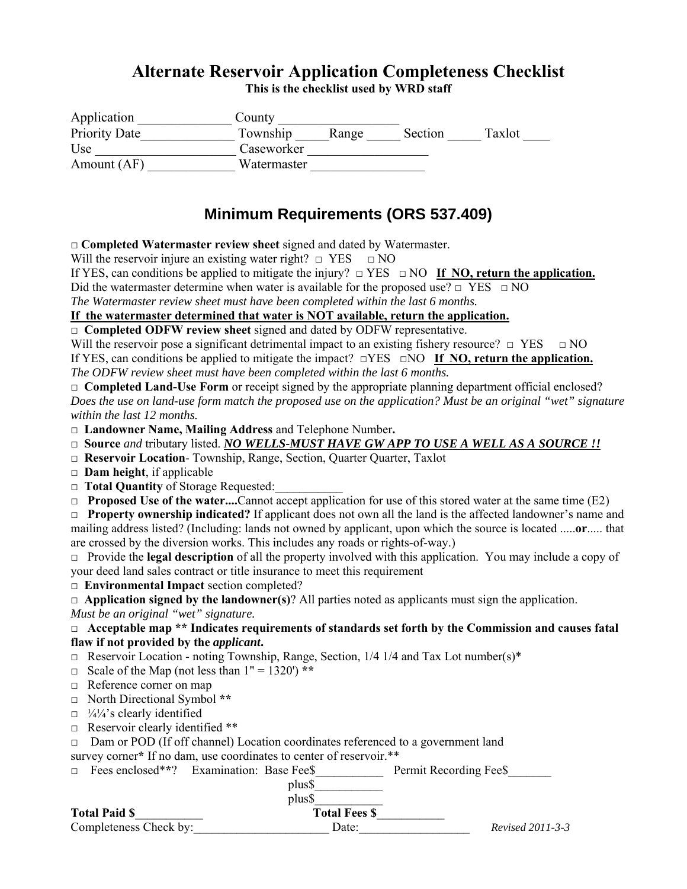# Alternate Reservoir Application Completeness Checklist

**This is the checklist used by WRD staff**

Application ______________ County _________________
Priority Date______________ Township _____Range _____ Section _____ Taxlot ____
Use ____________________ Caseworker _________________
Amount (AF) _____________ Watermaster _________________

## Minimum Requirements (ORS 537.409)

□ **Completed Watermaster review sheet** signed and dated by Watermaster.
Will the reservoir injure an existing water right? □ YES □ NO
If YES, can conditions be applied to mitigate the injury? □ YES □ NO **<u>If NO, return the application.</u>**
Did the watermaster determine when water is available for the proposed use? □ YES □ NO
*The Watermaster review sheet must have been completed within the last 6 months.*
**<u>If the watermaster determined that water is NOT available, return the application.</u>**

□ **Completed ODFW review sheet** signed and dated by ODFW representative.
Will the reservoir pose a significant detrimental impact to an existing fishery resource? □ YES □ NO
If YES, can conditions be applied to mitigate the impact? □YES □NO **<u>If NO, return the application.</u>**
*The ODFW review sheet must have been completed within the last 6 months.*

□ **Completed Land-Use Form** or receipt signed by the appropriate planning department official enclosed? *Does the use on land-use form match the proposed use on the application? Must be an original "wet" signature within the last 12 months.*

□ **Landowner Name, Mailing Address** and Telephone Number**.**

□ **Source** *and* tributary listed. ***<u>NO WELLS-MUST HAVE GW APP TO USE A WELL AS A SOURCE !!</u>***

□ **Reservoir Location**- Township, Range, Section, Quarter Quarter, Taxlot

□ **Dam height**, if applicable

□ **Total Quantity** of Storage Requested:___________

□ **Proposed Use of the water....**Cannot accept application for use of this stored water at the same time (E2)

□ **Property ownership indicated?** If applicant does not own all the land is the affected landowner's name and mailing address listed? (Including: lands not owned by applicant, upon which the source is located .....**or**..... that are crossed by the diversion works. This includes any roads or rights-of-way.)

□ Provide the **legal description** of all the property involved with this application. You may include a copy of your deed land sales contract or title insurance to meet this requirement

□ **Environmental Impact** section completed?

□ **Application signed by the landowner(s)**? All parties noted as applicants must sign the application. *Must be an original "wet" signature.*

□ **Acceptable map \*\* Indicates requirements of standards set forth by the Commission and causes fatal flaw if not provided by the *applicant*.**

□ Reservoir Location - noting Township, Range, Section, 1/4 1/4 and Tax Lot number(s)*

□ Scale of the Map (not less than 1" = 1320') **\*\***

□ Reference corner on map

□ North Directional Symbol **\*\***

□ ¼¼'s clearly identified

□ Reservoir clearly identified **

□ Dam or POD (If off channel) Location coordinates referenced to a government land survey corner* If no dam, use coordinates to center of reservoir.**

□ Fees enclosed**? Examination: Base Fee$___________ Permit Recording Fee$_______
plus$___________
plus$___________

**Total Paid $**___________ **Total Fees $**___________

Completeness Check by:______________________ Date:__________________ *Revised 2011-3-3*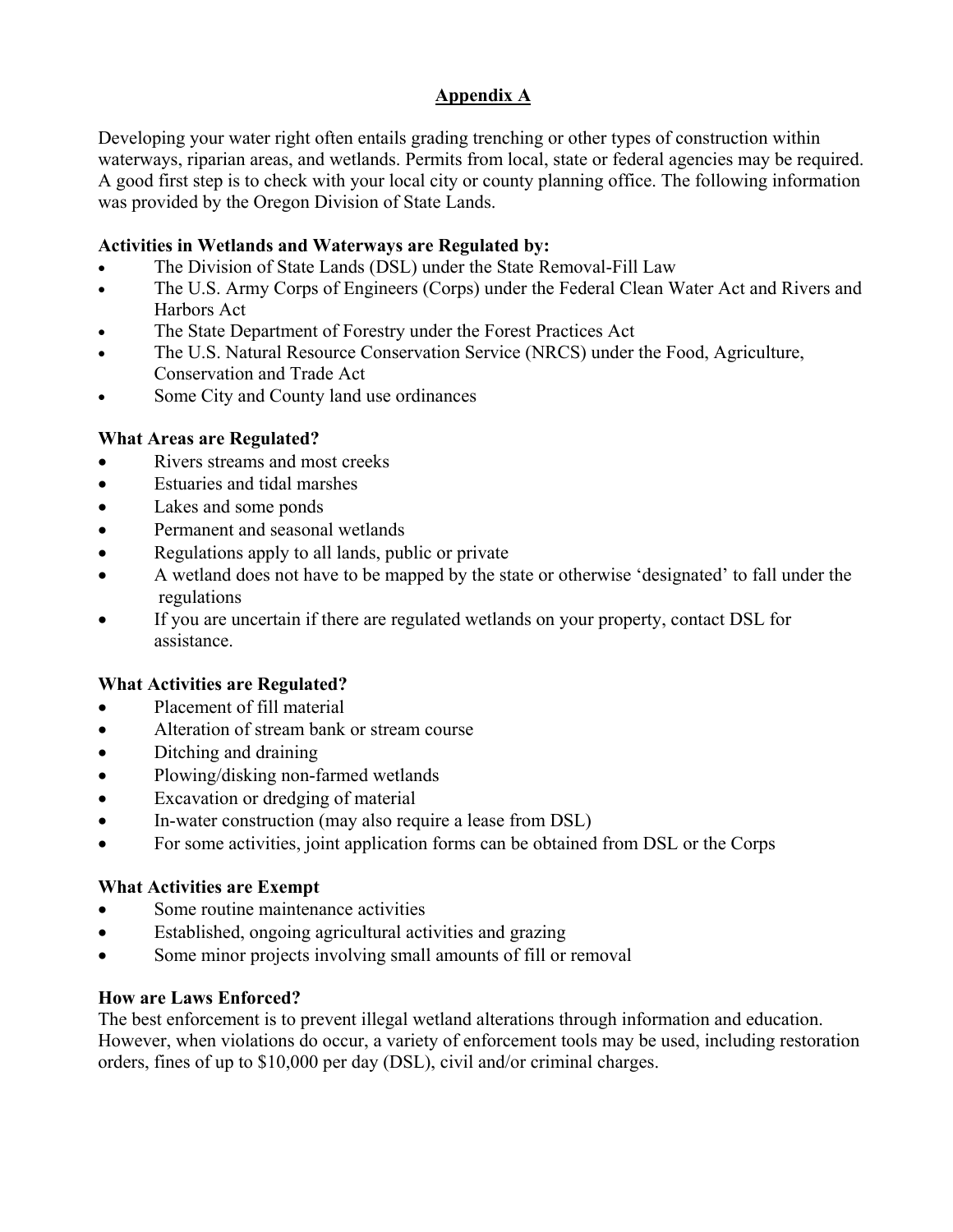## Appendix A

Developing your water right often entails grading trenching or other types of construction within waterways, riparian areas, and wetlands. Permits from local, state or federal agencies may be required. A good first step is to check with your local city or county planning office. The following information was provided by the Oregon Division of State Lands.

### Activities in Wetlands and Waterways are Regulated by:

- The Division of State Lands (DSL) under the State Removal-Fill Law
- The U.S. Army Corps of Engineers (Corps) under the Federal Clean Water Act and Rivers and Harbors Act
- The State Department of Forestry under the Forest Practices Act
- The U.S. Natural Resource Conservation Service (NRCS) under the Food, Agriculture, Conservation and Trade Act
- Some City and County land use ordinances

### What Areas are Regulated?

- Rivers streams and most creeks
- Estuaries and tidal marshes
- Lakes and some ponds
- Permanent and seasonal wetlands
- Regulations apply to all lands, public or private
- A wetland does not have to be mapped by the state or otherwise 'designated' to fall under the regulations
- If you are uncertain if there are regulated wetlands on your property, contact DSL for assistance.

### What Activities are Regulated?

- Placement of fill material
- Alteration of stream bank or stream course
- Ditching and draining
- Plowing/disking non-farmed wetlands
- Excavation or dredging of material
- In-water construction (may also require a lease from DSL)
- For some activities, joint application forms can be obtained from DSL or the Corps

### What Activities are Exempt

- Some routine maintenance activities
- Established, ongoing agricultural activities and grazing
- Some minor projects involving small amounts of fill or removal

### How are Laws Enforced?

The best enforcement is to prevent illegal wetland alterations through information and education. However, when violations do occur, a variety of enforcement tools may be used, including restoration orders, fines of up to $10,000 per day (DSL), civil and/or criminal charges.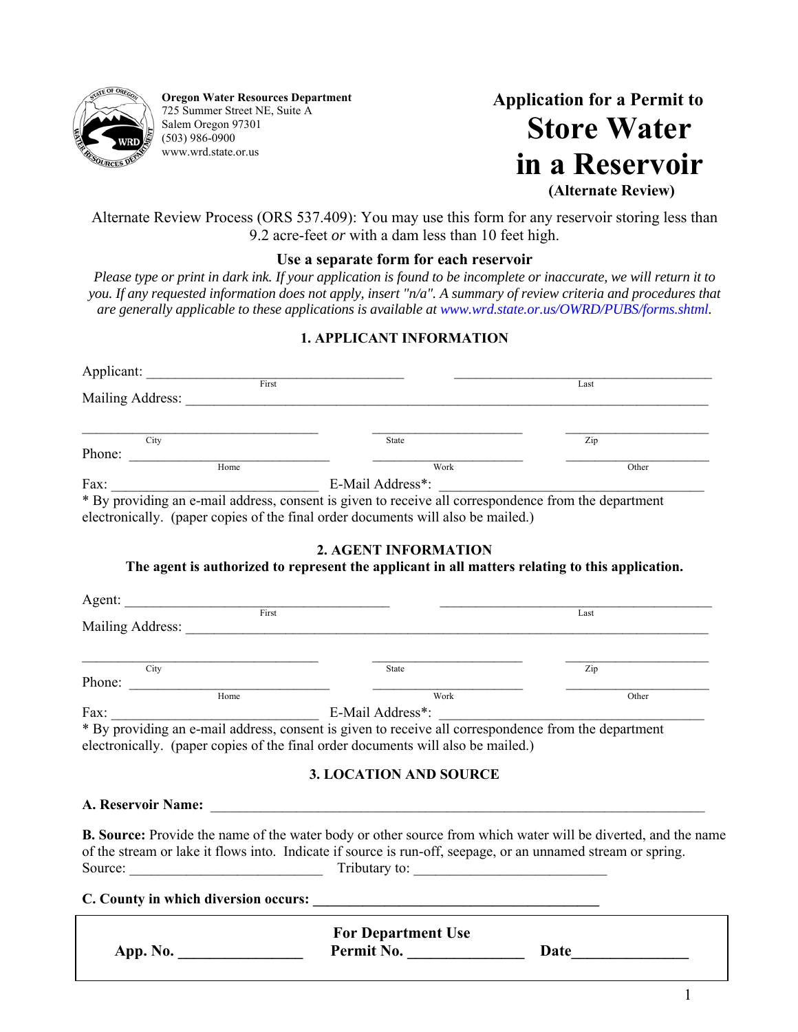**Oregon Water Resources Department**
725 Summer Street NE, Suite A
Salem Oregon 97301
(503) 986-0900
www.wrd.state.or.us

# Application for a Permit to Store Water in a Reservoir

**(Alternate Review)**

Alternate Review Process (ORS 537.409): You may use this form for any reservoir storing less than 9.2 acre-feet *or* with a dam less than 10 feet high.

**Use a separate form for each reservoir**

*Please type or print in dark ink. If your application is found to be incomplete or inaccurate, we will return it to you. If any requested information does not apply, insert "n/a". A summary of review criteria and procedures that are generally applicable to these applications is available at www.wrd.state.or.us/OWRD/PUBS/forms.shtml.*

## 1. APPLICANT INFORMATION

Applicant: ______________________ (First) ______________________ (Last)

Mailing Address: ______________________________________________

______________________ (City) ______________ (State) ______________ (Zip)

Phone: ______________________ (Home) ______________ (Work) ______________ (Other)

Fax: ______________________ E-Mail Address*: ______________________

\* By providing an e-mail address, consent is given to receive all correspondence from the department electronically. (paper copies of the final order documents will also be mailed.)

## 2. AGENT INFORMATION

**The agent is authorized to represent the applicant in all matters relating to this application.**

Agent: ______________________ (First) ______________________ (Last)

Mailing Address: ______________________________________________

______________________ (City) ______________ (State) ______________ (Zip)

Phone: ______________________ (Home) ______________ (Work) ______________ (Other)

Fax: ______________________ E-Mail Address*: ______________________

\* By providing an e-mail address, consent is given to receive all correspondence from the department electronically. (paper copies of the final order documents will also be mailed.)

## 3. LOCATION AND SOURCE

**A. Reservoir Name:** ______________________________________________

**B. Source:** Provide the name of the water body or other source from which water will be diverted, and the name of the stream or lake it flows into. Indicate if source is run-off, seepage, or an unnamed stream or spring.

Source: ______________________ Tributary to: ______________________

**C. County in which diversion occurs:** ______________________________

| For Department Use | | |
|---|---|---|
| App. No. ______________ | Permit No. ______________ | Date______________ |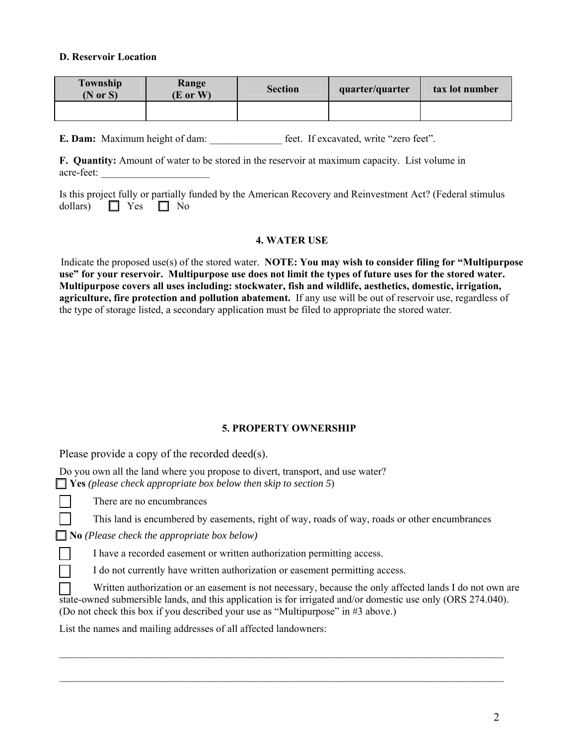**D. Reservoir Location**

| Township (N or S) | Range (E or W) | Section | quarter/quarter | tax lot number |
|---|---|---|---|---|
| | | | | |

**E. Dam:** Maximum height of dam: ______________ feet. If excavated, write "zero feet".

**F. Quantity:** Amount of water to be stored in the reservoir at maximum capacity. List volume in acre-feet: _____________________

Is this project fully or partially funded by the American Recovery and Reinvestment Act? (Federal stimulus dollars) ☐ Yes ☐ No

### 4. WATER USE

Indicate the proposed use(s) of the stored water. **NOTE: You may wish to consider filing for "Multipurpose use" for your reservoir. Multipurpose use does not limit the types of future uses for the stored water. Multipurpose covers all uses including: stockwater, fish and wildlife, aesthetics, domestic, irrigation, agriculture, fire protection and pollution abatement.** If any use will be out of reservoir use, regardless of the type of storage listed, a secondary application must be filed to appropriate the stored water.

### 5. PROPERTY OWNERSHIP

Please provide a copy of the recorded deed(s).

Do you own all the land where you propose to divert, transport, and use water?

☐ **Yes** *(please check appropriate box below then skip to section 5)*

☐ There are no encumbrances

☐ This land is encumbered by easements, right of way, roads of way, roads or other encumbrances

☐ **No** *(Please check the appropriate box below)*

☐ I have a recorded easement or written authorization permitting access.

☐ I do not currently have written authorization or easement permitting access.

☐ Written authorization or an easement is not necessary, because the only affected lands I do not own are state-owned submersible lands, and this application is for irrigated and/or domestic use only (ORS 274.040). (Do not check this box if you described your use as "Multipurpose" in #3 above.)

List the names and mailing addresses of all affected landowners:

_____________________________________________________________________________________

_____________________________________________________________________________________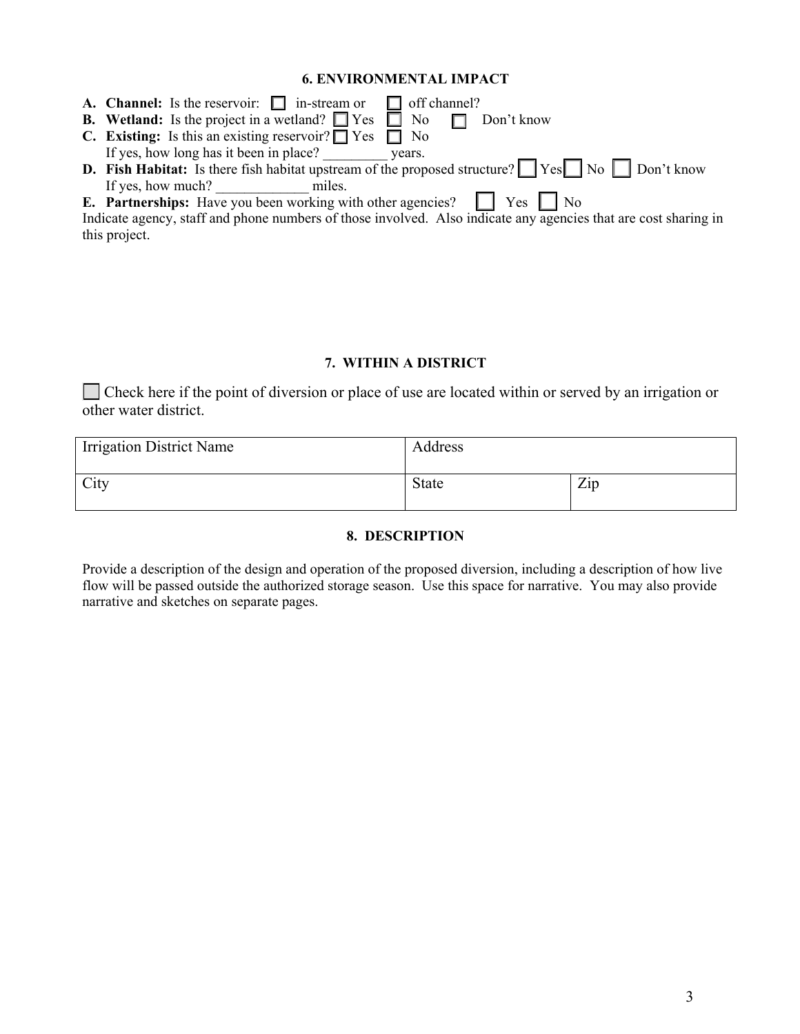### 6. ENVIRONMENTAL IMPACT

**A. Channel:** Is the reservoir: ☐ in-stream or ☐ off channel?
**B. Wetland:** Is the project in a wetland? ☐ Yes ☐ No ☐ Don't know
**C. Existing:** Is this an existing reservoir? ☐ Yes ☐ No
If yes, how long has it been in place? _________ years.
**D. Fish Habitat:** Is there fish habitat upstream of the proposed structure? ☐ Yes ☐ No ☐ Don't know
If yes, how much? _____________ miles.
**E. Partnerships:** Have you been working with other agencies? ☐ Yes ☐ No
Indicate agency, staff and phone numbers of those involved. Also indicate any agencies that are cost sharing in this project.

### 7. WITHIN A DISTRICT

☐ Check here if the point of diversion or place of use are located within or served by an irrigation or other water district.

| Irrigation District Name | Address | |
|---|---|---|
| City | State | Zip |

### 8. DESCRIPTION

Provide a description of the design and operation of the proposed diversion, including a description of how live flow will be passed outside the authorized storage season. Use this space for narrative. You may also provide narrative and sketches on separate pages.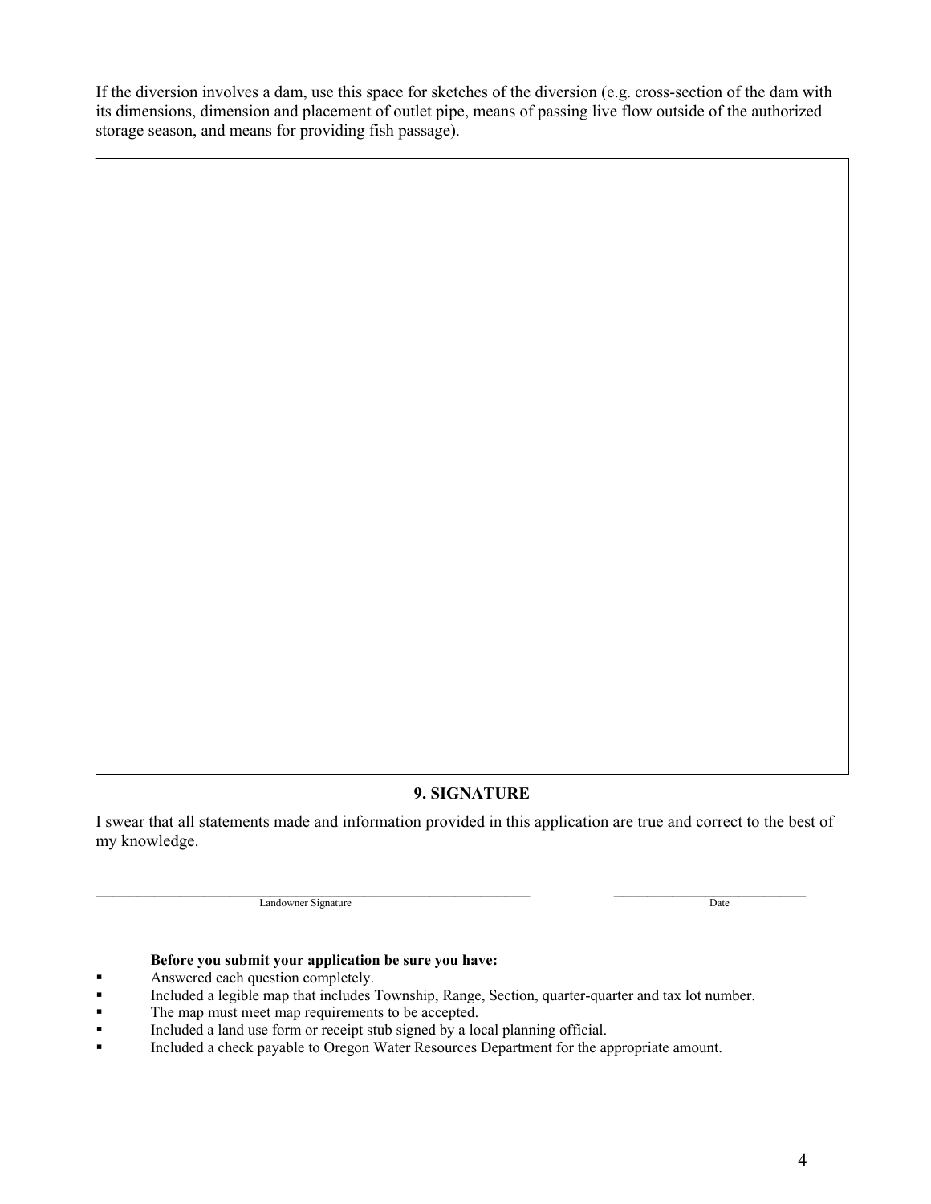If the diversion involves a dam, use this space for sketches of the diversion (e.g. cross-section of the dam with its dimensions, dimension and placement of outlet pipe, means of passing live flow outside of the authorized storage season, and means for providing fish passage).

## 9. SIGNATURE

I swear that all statements made and information provided in this application are true and correct to the best of my knowledge.

\_\_\_\_\_\_\_\_\_\_\_\_\_\_\_\_\_\_\_\_\_\_\_\_\_\_\_\_\_\_\_\_\_\_\_\_\_\_\_\_\_\_\_\_\_\_ \_\_\_\_\_\_\_\_\_\_\_\_\_\_\_\_\_\_\_\_\_\_\_\_
Landowner Signature Date

**Before you submit your application be sure you have:**

- Answered each question completely.
- Included a legible map that includes Township, Range, Section, quarter-quarter and tax lot number.
- The map must meet map requirements to be accepted.
- Included a land use form or receipt stub signed by a local planning official.
- Included a check payable to Oregon Water Resources Department for the appropriate amount.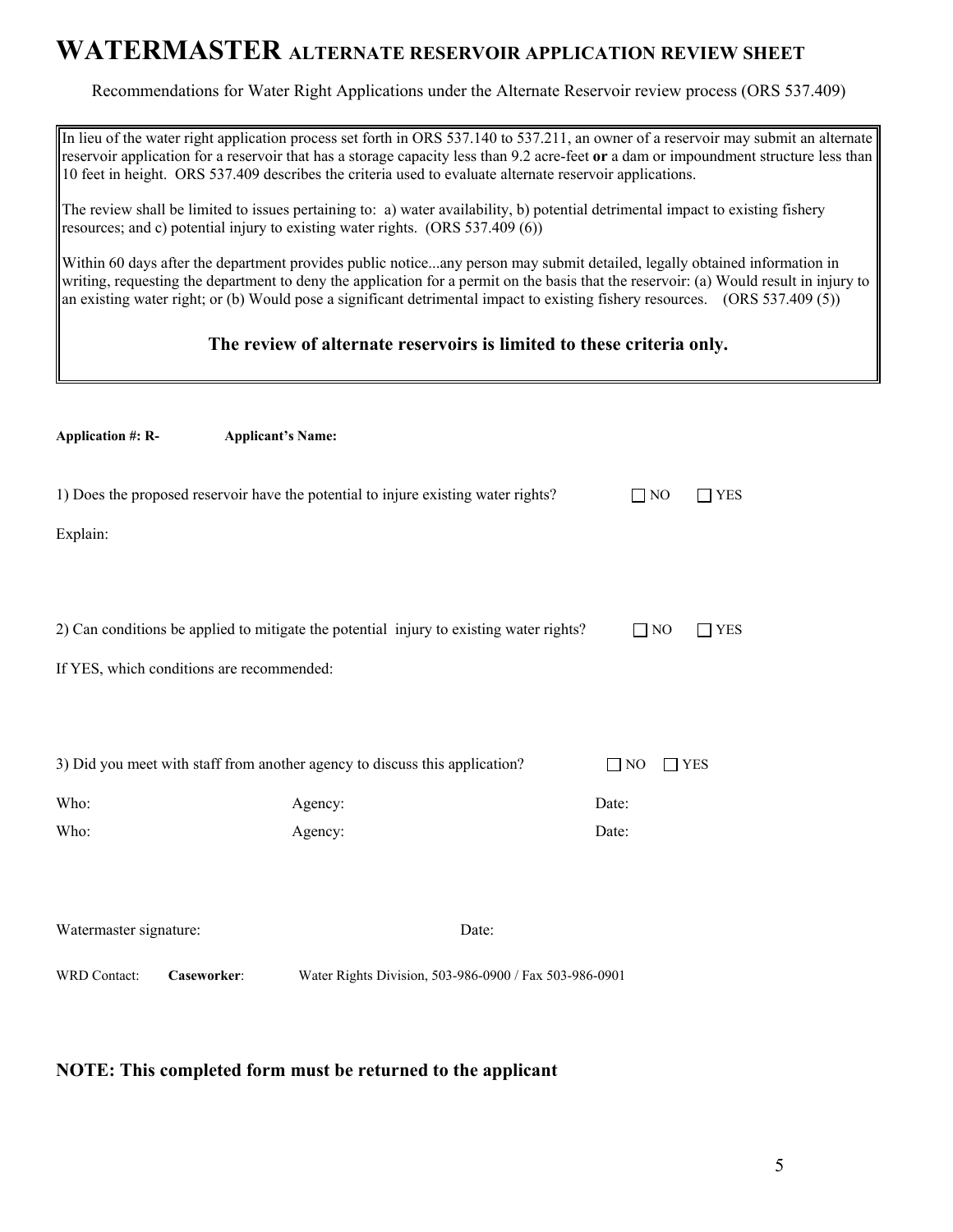# WATERMASTER ALTERNATE RESERVOIR APPLICATION REVIEW SHEET

Recommendations for Water Right Applications under the Alternate Reservoir review process (ORS 537.409)

In lieu of the water right application process set forth in ORS 537.140 to 537.211, an owner of a reservoir may submit an alternate reservoir application for a reservoir that has a storage capacity less than 9.2 acre-feet **or** a dam or impoundment structure less than 10 feet in height. ORS 537.409 describes the criteria used to evaluate alternate reservoir applications.

The review shall be limited to issues pertaining to: a) water availability, b) potential detrimental impact to existing fishery resources; and c) potential injury to existing water rights. (ORS 537.409 (6))

Within 60 days after the department provides public notice...any person may submit detailed, legally obtained information in writing, requesting the department to deny the application for a permit on the basis that the reservoir: (a) Would result in injury to an existing water right; or (b) Would pose a significant detrimental impact to existing fishery resources. (ORS 537.409 (5))

**The review of alternate reservoirs is limited to these criteria only.**

**Application #: R-** **Applicant's Name:**

1) Does the proposed reservoir have the potential to injure existing water rights? ☐ NO ☐ YES

Explain:

2) Can conditions be applied to mitigate the potential injury to existing water rights? ☐ NO ☐ YES

If YES, which conditions are recommended:

3) Did you meet with staff from another agency to discuss this application? ☐ NO ☐ YES

Who: Agency: Date:

Who: Agency: Date:

Watermaster signature: Date:

WRD Contact: **Caseworker**: Water Rights Division, 503-986-0900 / Fax 503-986-0901

## NOTE: This completed form must be returned to the applicant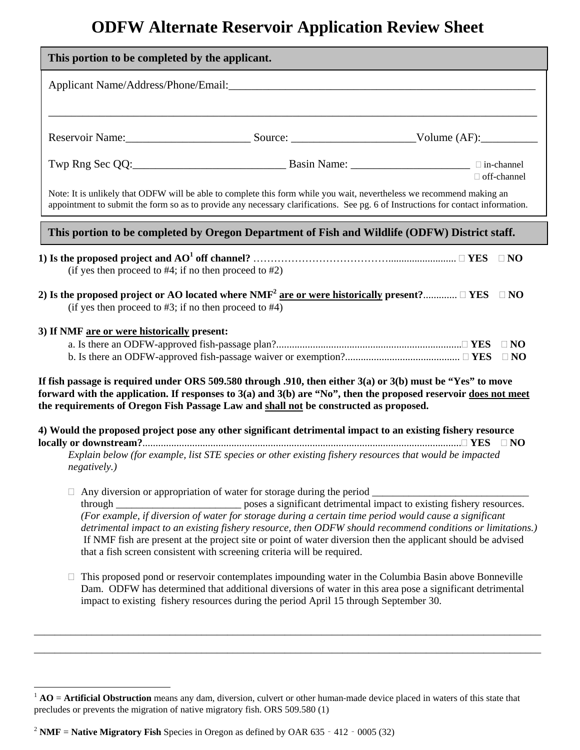# ODFW Alternate Reservoir Application Review Sheet

**This portion to be completed by the applicant.**

Applicant Name/Address/Phone/Email:________________________________________________________

_____________________________________________________________________________________

Reservoir Name:______________________ Source: ______________________Volume (AF):__________

Twp Rng Sec QQ:___________________________ Basin Name: _____________________ ☐ in-channel ☐ off-channel

Note: It is unlikely that ODFW will be able to complete this form while you wait, nevertheless we recommend making an appointment to submit the form so as to provide any necessary clarifications. See pg. 6 of Instructions for contact information.

**This portion to be completed by Oregon Department of Fish and Wildlife (ODFW) District staff.**

**1) Is the proposed project and AO[1] off channel?** ………………………………….......................... ☐ **YES** ☐ **NO**
(if yes then proceed to #4; if no then proceed to #2)

**2) Is the proposed project or AO located where NMF[2] are or were historically present?**............. ☐ **YES** ☐ **NO**
(if yes then proceed to #3; if no then proceed to #4)

**3) If NMF are or were historically present:**

a. Is there an ODFW-approved fish-passage plan?.......................................................................☐ **YES** ☐ **NO**

b. Is there an ODFW-approved fish-passage waiver or exemption?........................................... ☐ **YES** ☐ **NO**

**If fish passage is required under ORS 509.580 through .910, then either 3(a) or 3(b) must be "Yes" to move forward with the application. If responses to 3(a) and 3(b) are "No", then the proposed reservoir does not meet the requirements of Oregon Fish Passage Law and shall not be constructed as proposed.**

**4) Would the proposed project pose any other significant detrimental impact to an existing fishery resource locally or downstream?**.........................................................................................................................☐ **YES** ☐ **NO**
*Explain below (for example, list STE species or other existing fishery resources that would be impacted negatively.)*

☐ Any diversion or appropriation of water for storage during the period ______________________________ through ________________________ poses a significant detrimental impact to existing fishery resources. *(For example, if diversion of water for storage during a certain time period would cause a significant detrimental impact to an existing fishery resource, then ODFW should recommend conditions or limitations.)* If NMF fish are present at the project site or point of water diversion then the applicant should be advised that a fish screen consistent with screening criteria will be required.

☐ This proposed pond or reservoir contemplates impounding water in the Columbia Basin above Bonneville Dam. ODFW has determined that additional diversions of water in this area pose a significant detrimental impact to existing fishery resources during the period April 15 through September 30.

_____________________________________________________________________________________

_____________________________________________________________________________________

[1] **AO** = **Artificial Obstruction** means any dam, diversion, culvert or other human-made device placed in waters of this state that precludes or prevents the migration of native migratory fish. ORS 509.580 (1)

[2] **NMF** = **Native Migratory Fish** Species in Oregon as defined by OAR 635 - 412 - 0005 (32)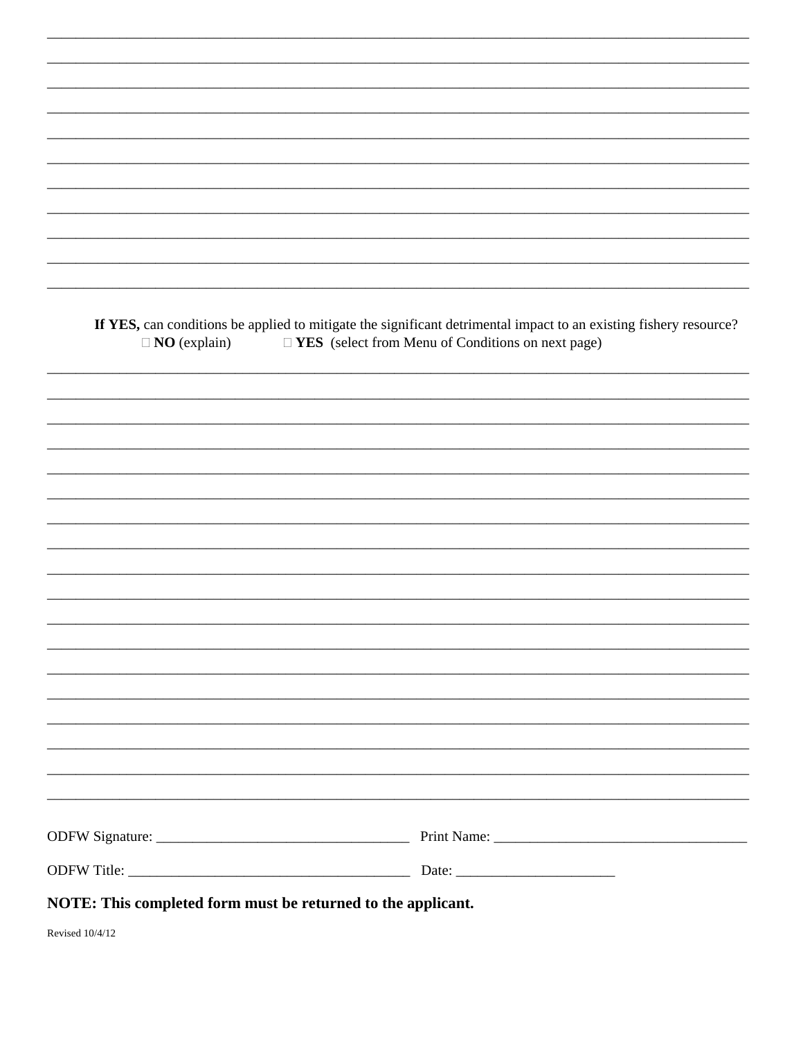**If YES,** can conditions be applied to mitigate the significant detrimental impact to an existing fishery resource?

☐ **NO** (explain) ☐ **YES** (select from Menu of Conditions on next page)

ODFW Signature: ______________________ Print Name: ______________________

ODFW Title: ______________________ Date: ______________________

**NOTE: This completed form must be returned to the applicant.**

Revised 10/4/12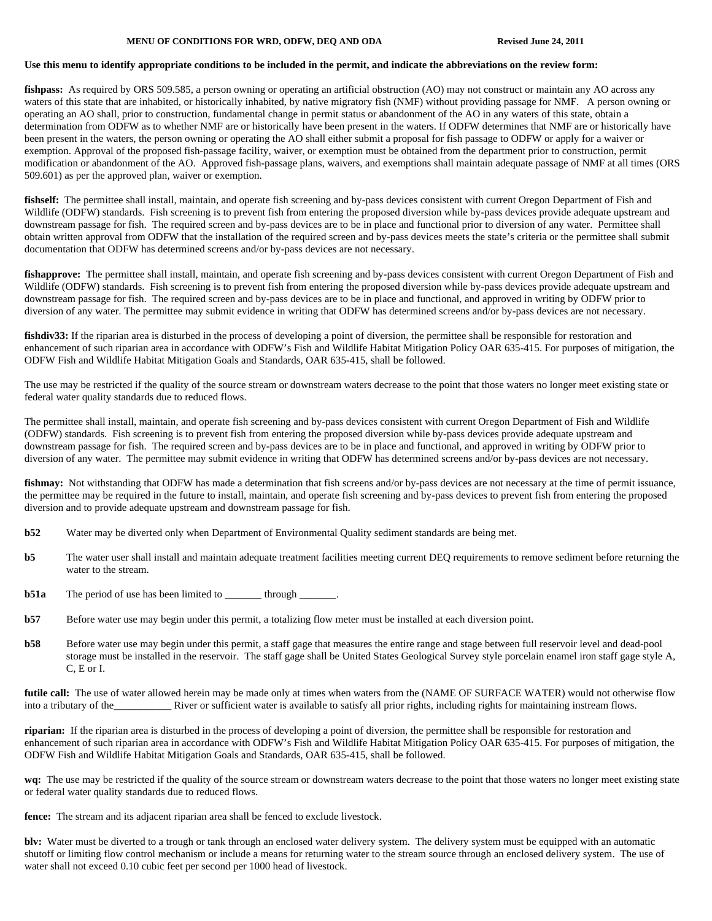**MENU OF CONDITIONS FOR WRD, ODFW, DEQ AND ODA** **Revised June 24, 2011**

**Use this menu to identify appropriate conditions to be included in the permit, and indicate the abbreviations on the review form:**

**fishpass:** As required by ORS 509.585, a person owning or operating an artificial obstruction (AO) may not construct or maintain any AO across any waters of this state that are inhabited, or historically inhabited, by native migratory fish (NMF) without providing passage for NMF. A person owning or operating an AO shall, prior to construction, fundamental change in permit status or abandonment of the AO in any waters of this state, obtain a determination from ODFW as to whether NMF are or historically have been present in the waters. If ODFW determines that NMF are or historically have been present in the waters, the person owning or operating the AO shall either submit a proposal for fish passage to ODFW or apply for a waiver or exemption. Approval of the proposed fish-passage facility, waiver, or exemption must be obtained from the department prior to construction, permit modification or abandonment of the AO. Approved fish-passage plans, waivers, and exemptions shall maintain adequate passage of NMF at all times (ORS 509.601) as per the approved plan, waiver or exemption.

**fishself:** The permittee shall install, maintain, and operate fish screening and by-pass devices consistent with current Oregon Department of Fish and Wildlife (ODFW) standards. Fish screening is to prevent fish from entering the proposed diversion while by-pass devices provide adequate upstream and downstream passage for fish. The required screen and by-pass devices are to be in place and functional prior to diversion of any water. Permittee shall obtain written approval from ODFW that the installation of the required screen and by-pass devices meets the state's criteria or the permittee shall submit documentation that ODFW has determined screens and/or by-pass devices are not necessary.

**fishapprove:** The permittee shall install, maintain, and operate fish screening and by-pass devices consistent with current Oregon Department of Fish and Wildlife (ODFW) standards. Fish screening is to prevent fish from entering the proposed diversion while by-pass devices provide adequate upstream and downstream passage for fish. The required screen and by-pass devices are to be in place and functional, and approved in writing by ODFW prior to diversion of any water. The permittee may submit evidence in writing that ODFW has determined screens and/or by-pass devices are not necessary.

**fishdiv33:** If the riparian area is disturbed in the process of developing a point of diversion, the permittee shall be responsible for restoration and enhancement of such riparian area in accordance with ODFW's Fish and Wildlife Habitat Mitigation Policy OAR 635-415. For purposes of mitigation, the ODFW Fish and Wildlife Habitat Mitigation Goals and Standards, OAR 635-415, shall be followed.

The use may be restricted if the quality of the source stream or downstream waters decrease to the point that those waters no longer meet existing state or federal water quality standards due to reduced flows.

The permittee shall install, maintain, and operate fish screening and by-pass devices consistent with current Oregon Department of Fish and Wildlife (ODFW) standards. Fish screening is to prevent fish from entering the proposed diversion while by-pass devices provide adequate upstream and downstream passage for fish. The required screen and by-pass devices are to be in place and functional, and approved in writing by ODFW prior to diversion of any water. The permittee may submit evidence in writing that ODFW has determined screens and/or by-pass devices are not necessary.

**fishmay:** Not withstanding that ODFW has made a determination that fish screens and/or by-pass devices are not necessary at the time of permit issuance, the permittee may be required in the future to install, maintain, and operate fish screening and by-pass devices to prevent fish from entering the proposed diversion and to provide adequate upstream and downstream passage for fish.

**b52** Water may be diverted only when Department of Environmental Quality sediment standards are being met.

**b5** The water user shall install and maintain adequate treatment facilities meeting current DEQ requirements to remove sediment before returning the water to the stream.

**b51a** The period of use has been limited to _______ through _______.

**b57** Before water use may begin under this permit, a totalizing flow meter must be installed at each diversion point.

**b58** Before water use may begin under this permit, a staff gage that measures the entire range and stage between full reservoir level and dead-pool storage must be installed in the reservoir. The staff gage shall be United States Geological Survey style porcelain enamel iron staff gage style A, C, E or I.

**futile call:** The use of water allowed herein may be made only at times when waters from the (NAME OF SURFACE WATER) would not otherwise flow into a tributary of the___________ River or sufficient water is available to satisfy all prior rights, including rights for maintaining instream flows.

**riparian:** If the riparian area is disturbed in the process of developing a point of diversion, the permittee shall be responsible for restoration and enhancement of such riparian area in accordance with ODFW's Fish and Wildlife Habitat Mitigation Policy OAR 635-415. For purposes of mitigation, the ODFW Fish and Wildlife Habitat Mitigation Goals and Standards, OAR 635-415, shall be followed.

**wq:** The use may be restricted if the quality of the source stream or downstream waters decrease to the point that those waters no longer meet existing state or federal water quality standards due to reduced flows.

**fence:** The stream and its adjacent riparian area shall be fenced to exclude livestock.

**blv:** Water must be diverted to a trough or tank through an enclosed water delivery system. The delivery system must be equipped with an automatic shutoff or limiting flow control mechanism or include a means for returning water to the stream source through an enclosed delivery system. The use of water shall not exceed 0.10 cubic feet per second per 1000 head of livestock.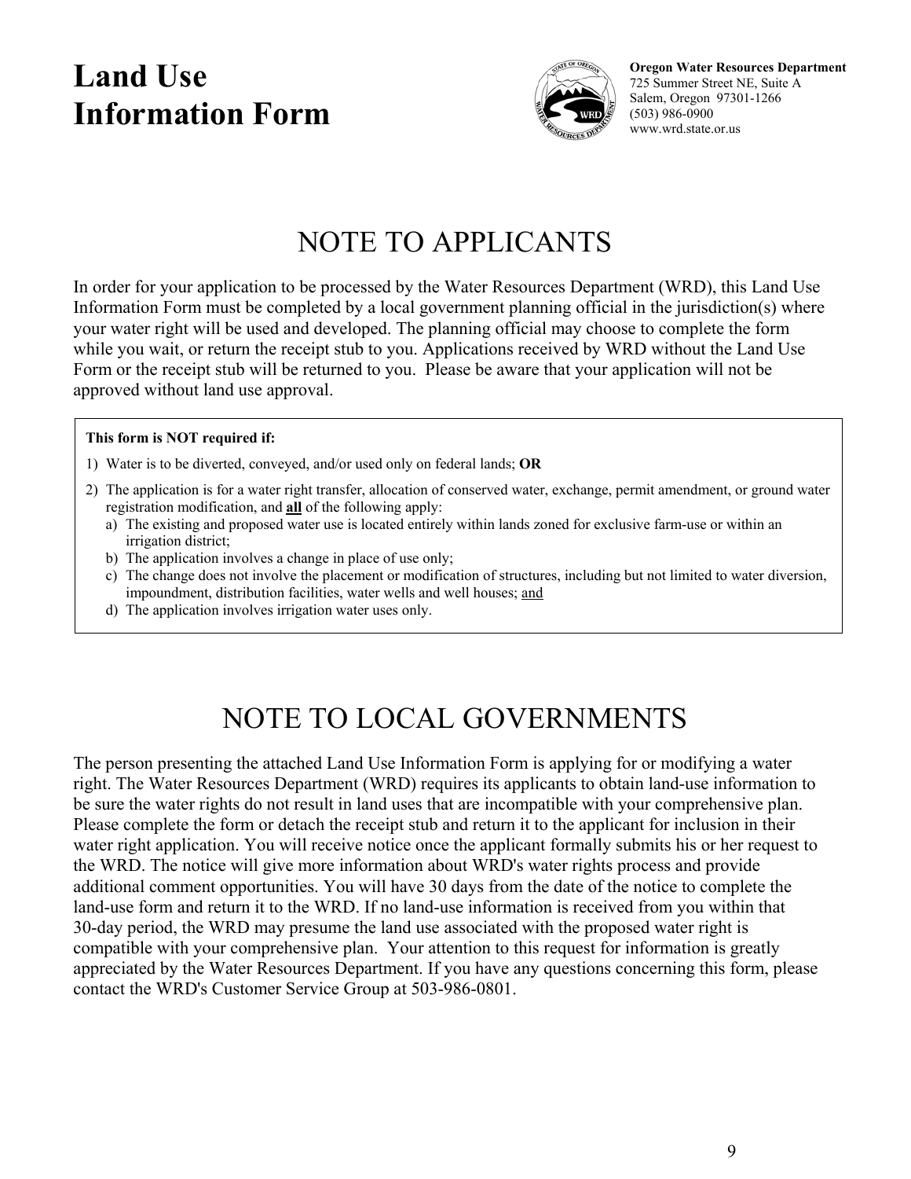# Land Use Information Form

**Oregon Water Resources Department**
725 Summer Street NE, Suite A
Salem, Oregon 97301-1266
(503) 986-0900
www.wrd.state.or.us

## NOTE TO APPLICANTS

In order for your application to be processed by the Water Resources Department (WRD), this Land Use Information Form must be completed by a local government planning official in the jurisdiction(s) where your water right will be used and developed. The planning official may choose to complete the form while you wait, or return the receipt stub to you. Applications received by WRD without the Land Use Form or the receipt stub will be returned to you. Please be aware that your application will not be approved without land use approval.

**This form is NOT required if:**

1) Water is to be diverted, conveyed, and/or used only on federal lands; **OR**
2) The application is for a water right transfer, allocation of conserved water, exchange, permit amendment, or ground water registration modification, and **all** of the following apply:
   a) The existing and proposed water use is located entirely within lands zoned for exclusive farm-use or within an irrigation district;
   b) The application involves a change in place of use only;
   c) The change does not involve the placement or modification of structures, including but not limited to water diversion, impoundment, distribution facilities, water wells and well houses; and
   d) The application involves irrigation water uses only.

## NOTE TO LOCAL GOVERNMENTS

The person presenting the attached Land Use Information Form is applying for or modifying a water right. The Water Resources Department (WRD) requires its applicants to obtain land-use information to be sure the water rights do not result in land uses that are incompatible with your comprehensive plan. Please complete the form or detach the receipt stub and return it to the applicant for inclusion in their water right application. You will receive notice once the applicant formally submits his or her request to the WRD. The notice will give more information about WRD's water rights process and provide additional comment opportunities. You will have 30 days from the date of the notice to complete the land-use form and return it to the WRD. If no land-use information is received from you within that 30-day period, the WRD may presume the land use associated with the proposed water right is compatible with your comprehensive plan. Your attention to this request for information is greatly appreciated by the Water Resources Department. If you have any questions concerning this form, please contact the WRD's Customer Service Group at 503-986-0801.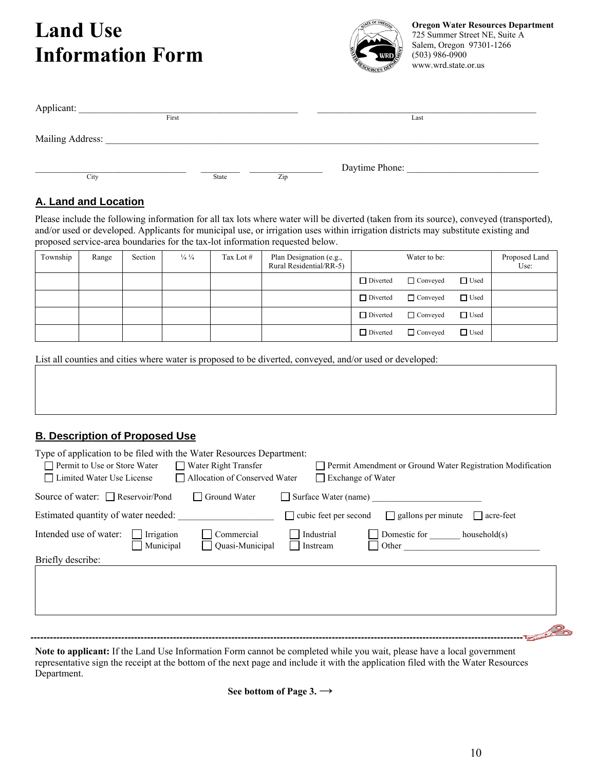# Land Use Information Form

**Oregon Water Resources Department**
725 Summer Street NE, Suite A
Salem, Oregon 97301-1266
(503) 986-0900
www.wrd.state.or.us

Applicant: ______________________________ (First) ______________________________ (Last)

Mailing Address: ____________________________________________________________

______________________ (City) ________ (State) ____________ (Zip) Daytime Phone: ____________________

## A. Land and Location

Please include the following information for all tax lots where water will be diverted (taken from its source), conveyed (transported), and/or used or developed. Applicants for municipal use, or irrigation uses within irrigation districts may substitute existing and proposed service-area boundaries for the tax-lot information requested below.

| Township | Range | Section | ¼ ¼ | Tax Lot # | Plan Designation (e.g., Rural Residential/RR-5) | Water to be: | | | Proposed Land Use: |
|---|---|---|---|---|---|---|---|---|---|
| | | | | | | ☐ Diverted | ☐ Conveyed | ☐ Used | |
| | | | | | | ☐ Diverted | ☐ Conveyed | ☐ Used | |
| | | | | | | ☐ Diverted | ☐ Conveyed | ☐ Used | |
| | | | | | | ☐ Diverted | ☐ Conveyed | ☐ Used | |

List all counties and cities where water is proposed to be diverted, conveyed, and/or used or developed:

## B. Description of Proposed Use

Type of application to be filed with the Water Resources Department:

☐ Permit to Use or Store Water ☐ Water Right Transfer ☐ Permit Amendment or Ground Water Registration Modification
☐ Limited Water Use License ☐ Allocation of Conserved Water ☐ Exchange of Water

Source of water: ☐ Reservoir/Pond ☐ Ground Water ☐ Surface Water (name) ____________________

Estimated quantity of water needed: ________________ ☐ cubic feet per second ☐ gallons per minute ☐ acre-feet

Intended use of water: ☐ Irrigation ☐ Commercial ☐ Industrial ☐ Domestic for ______ household(s)
☐ Municipal ☐ Quasi-Municipal ☐ Instream ☐ Other ____________________

Briefly describe:

---

**Note to applicant:** If the Land Use Information Form cannot be completed while you wait, please have a local government representative sign the receipt at the bottom of the next page and include it with the application filed with the Water Resources Department.

**See bottom of Page 3. →**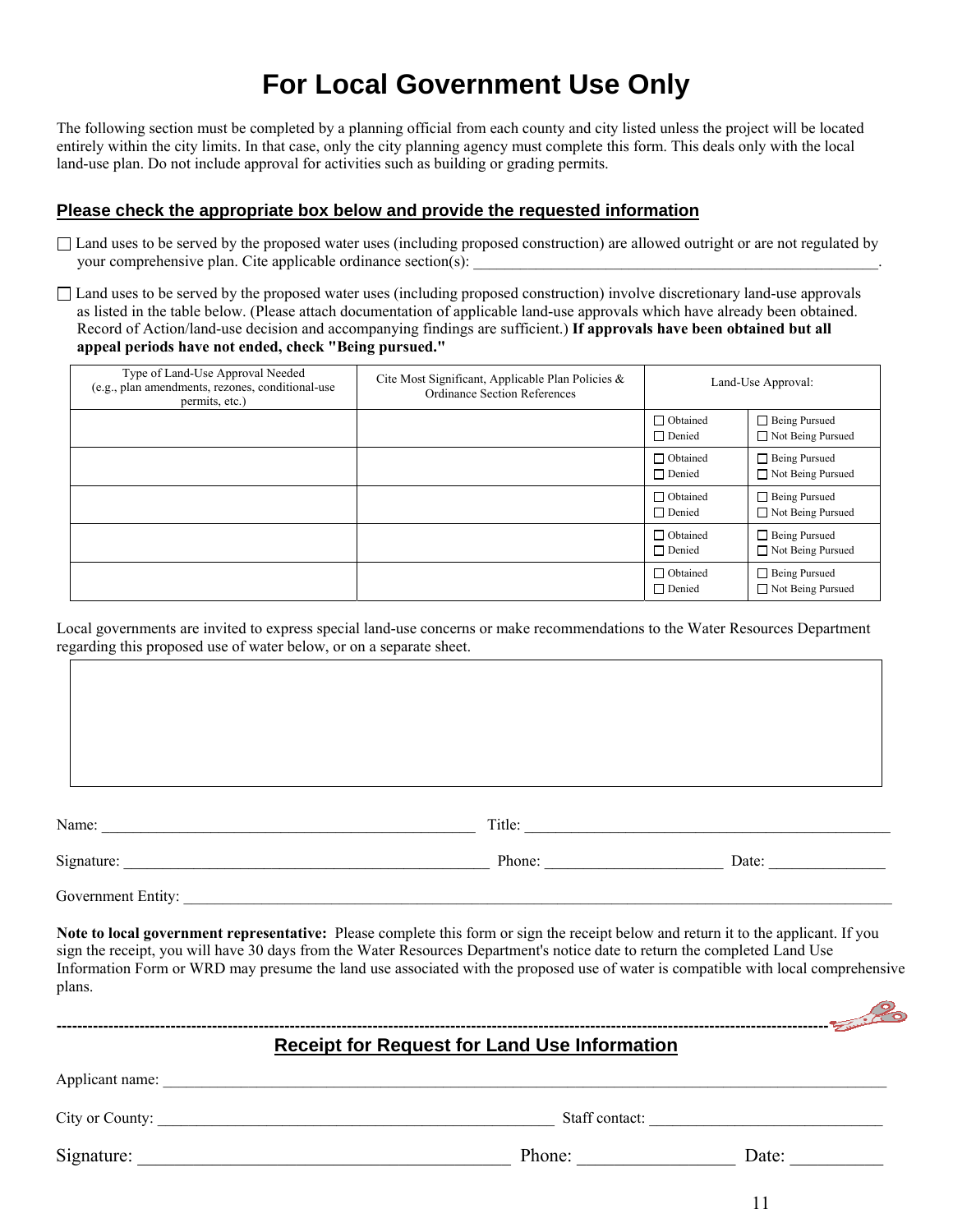# For Local Government Use Only

The following section must be completed by a planning official from each county and city listed unless the project will be located entirely within the city limits. In that case, only the city planning agency must complete this form. This deals only with the local land-use plan. Do not include approval for activities such as building or grading permits.

## Please check the appropriate box below and provide the requested information

☐ Land uses to be served by the proposed water uses (including proposed construction) are allowed outright or are not regulated by your comprehensive plan. Cite applicable ordinance section(s): _______________________________________________________.

☐ Land uses to be served by the proposed water uses (including proposed construction) involve discretionary land-use approvals as listed in the table below. (Please attach documentation of applicable land-use approvals which have already been obtained. Record of Action/land-use decision and accompanying findings are sufficient.) **If approvals have been obtained but all appeal periods have not ended, check "Being pursued."**

| Type of Land-Use Approval Needed (e.g., plan amendments, rezones, conditional-use permits, etc.) | Cite Most Significant, Applicable Plan Policies & Ordinance Section References | Land-Use Approval: | |
|---|---|---|---|
| | | ☐ Obtained<br>☐ Denied | ☐ Being Pursued<br>☐ Not Being Pursued |
| | | ☐ Obtained<br>☐ Denied | ☐ Being Pursued<br>☐ Not Being Pursued |
| | | ☐ Obtained<br>☐ Denied | ☐ Being Pursued<br>☐ Not Being Pursued |
| | | ☐ Obtained<br>☐ Denied | ☐ Being Pursued<br>☐ Not Being Pursued |
| | | ☐ Obtained<br>☐ Denied | ☐ Being Pursued<br>☐ Not Being Pursued |

Local governments are invited to express special land-use concerns or make recommendations to the Water Resources Department regarding this proposed use of water below, or on a separate sheet.

Name: _______________________________________________ Title: _______________________________________________

Signature: _____________________________________________ Phone: ______________________ Date: _______________

Government Entity: _____________________________________________________________________________________

**Note to local government representative:** Please complete this form or sign the receipt below and return it to the applicant. If you sign the receipt, you will have 30 days from the Water Resources Department's notice date to return the completed Land Use Information Form or WRD may presume the land use associated with the proposed use of water is compatible with local comprehensive plans.

---

## Receipt for Request for Land Use Information

Applicant name: _____________________________________________________________________________________

City or County: ___________________________________________________ Staff contact: _____________________________

Signature: __________________________________________ Phone: _________________ Date: __________